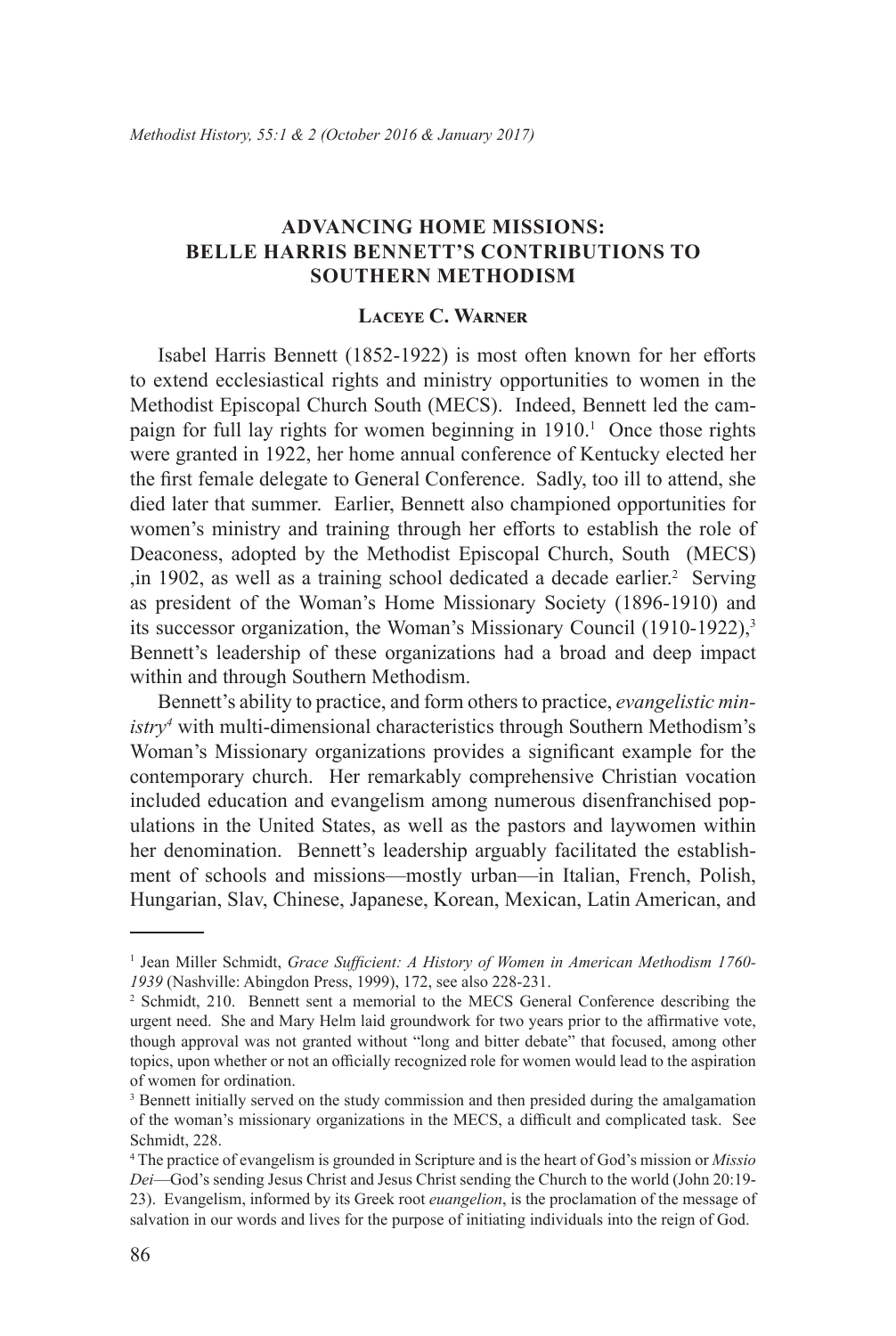## ADVANCING HOME MISSIONS: BELLE HARRIS BENNETT'S CONTRIBUTIONS TO SOUTHERN METHODISM

### Laceye C. Warner

Isabel Harris Bennett (1852-1922) is most often known for her efforts to extend ecclesiastical rights and ministry opportunities to women in the Methodist Episcopal Church South (MECS). Indeed, Bennett led the campaign for full lay rights for women beginning in 1910.[1] Once those rights were granted in 1922, her home annual conference of Kentucky elected her the first female delegate to General Conference. Sadly, too ill to attend, she died later that summer. Earlier, Bennett also championed opportunities for women's ministry and training through her efforts to establish the role of Deaconess, adopted by the Methodist Episcopal Church, South (MECS) ,in 1902, as well as a training school dedicated a decade earlier.[2] Serving as president of the Woman's Home Missionary Society (1896-1910) and its successor organization, the Woman's Missionary Council (1910-1922),[3] Bennett's leadership of these organizations had a broad and deep impact within and through Southern Methodism.

Bennett's ability to practice, and form others to practice, *evangelistic ministry*[4] with multi-dimensional characteristics through Southern Methodism's Woman's Missionary organizations provides a significant example for the contemporary church. Her remarkably comprehensive Christian vocation included education and evangelism among numerous disenfranchised populations in the United States, as well as the pastors and laywomen within her denomination. Bennett's leadership arguably facilitated the establishment of schools and missions—mostly urban—in Italian, French, Polish, Hungarian, Slav, Chinese, Japanese, Korean, Mexican, Latin American, and

---

[1] Jean Miller Schmidt, *Grace Sufficient: A History of Women in American Methodism 1760-1939* (Nashville: Abingdon Press, 1999), 172, see also 228-231.

[2] Schmidt, 210. Bennett sent a memorial to the MECS General Conference describing the urgent need. She and Mary Helm laid groundwork for two years prior to the affirmative vote, though approval was not granted without "long and bitter debate" that focused, among other topics, upon whether or not an officially recognized role for women would lead to the aspiration of women for ordination.

[3] Bennett initially served on the study commission and then presided during the amalgamation of the woman's missionary organizations in the MECS, a difficult and complicated task. See Schmidt, 228.

[4] The practice of evangelism is grounded in Scripture and is the heart of God's mission or *Missio Dei*—God's sending Jesus Christ and Jesus Christ sending the Church to the world (John 20:19-23). Evangelism, informed by its Greek root *euangelion*, is the proclamation of the message of salvation in our words and lives for the purpose of initiating individuals into the reign of God.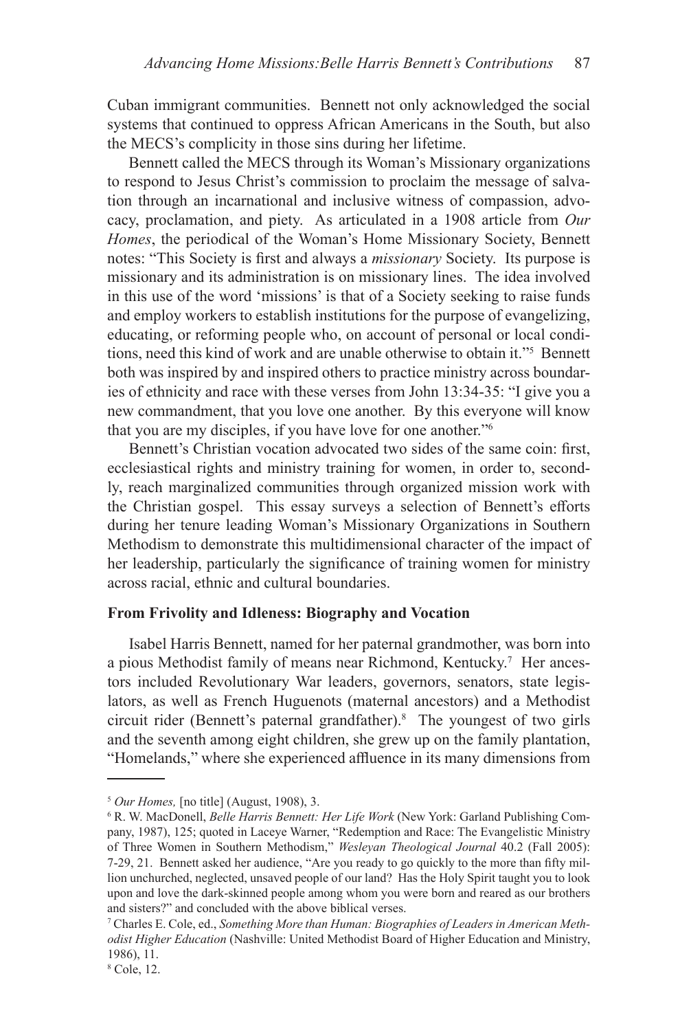Cuban immigrant communities. Bennett not only acknowledged the social systems that continued to oppress African Americans in the South, but also the MECS's complicity in those sins during her lifetime.

Bennett called the MECS through its Woman's Missionary organizations to respond to Jesus Christ's commission to proclaim the message of salvation through an incarnational and inclusive witness of compassion, advocacy, proclamation, and piety. As articulated in a 1908 article from *Our Homes*, the periodical of the Woman's Home Missionary Society, Bennett notes: "This Society is first and always a *missionary* Society. Its purpose is missionary and its administration is on missionary lines. The idea involved in this use of the word 'missions' is that of a Society seeking to raise funds and employ workers to establish institutions for the purpose of evangelizing, educating, or reforming people who, on account of personal or local conditions, need this kind of work and are unable otherwise to obtain it."[5] Bennett both was inspired by and inspired others to practice ministry across boundaries of ethnicity and race with these verses from John 13:34-35: "I give you a new commandment, that you love one another. By this everyone will know that you are my disciples, if you have love for one another."[6]

Bennett's Christian vocation advocated two sides of the same coin: first, ecclesiastical rights and ministry training for women, in order to, secondly, reach marginalized communities through organized mission work with the Christian gospel. This essay surveys a selection of Bennett's efforts during her tenure leading Woman's Missionary Organizations in Southern Methodism to demonstrate this multidimensional character of the impact of her leadership, particularly the significance of training women for ministry across racial, ethnic and cultural boundaries.

**From Frivolity and Idleness: Biography and Vocation**

Isabel Harris Bennett, named for her paternal grandmother, was born into a pious Methodist family of means near Richmond, Kentucky.[7] Her ancestors included Revolutionary War leaders, governors, senators, state legislators, as well as French Huguenots (maternal ancestors) and a Methodist circuit rider (Bennett's paternal grandfather).[8] The youngest of two girls and the seventh among eight children, she grew up on the family plantation, "Homelands," where she experienced affluence in its many dimensions from

---

[5] *Our Homes,* [no title] (August, 1908), 3.

[6] R. W. MacDonell, *Belle Harris Bennett: Her Life Work* (New York: Garland Publishing Company, 1987), 125; quoted in Laceye Warner, "Redemption and Race: The Evangelistic Ministry of Three Women in Southern Methodism," *Wesleyan Theological Journal* 40.2 (Fall 2005): 7-29, 21. Bennett asked her audience, "Are you ready to go quickly to the more than fifty million unchurched, neglected, unsaved people of our land? Has the Holy Spirit taught you to look upon and love the dark-skinned people among whom you were born and reared as our brothers and sisters?" and concluded with the above biblical verses.

[7] Charles E. Cole, ed., *Something More than Human: Biographies of Leaders in American Methodist Higher Education* (Nashville: United Methodist Board of Higher Education and Ministry, 1986), 11.

[8] Cole, 12.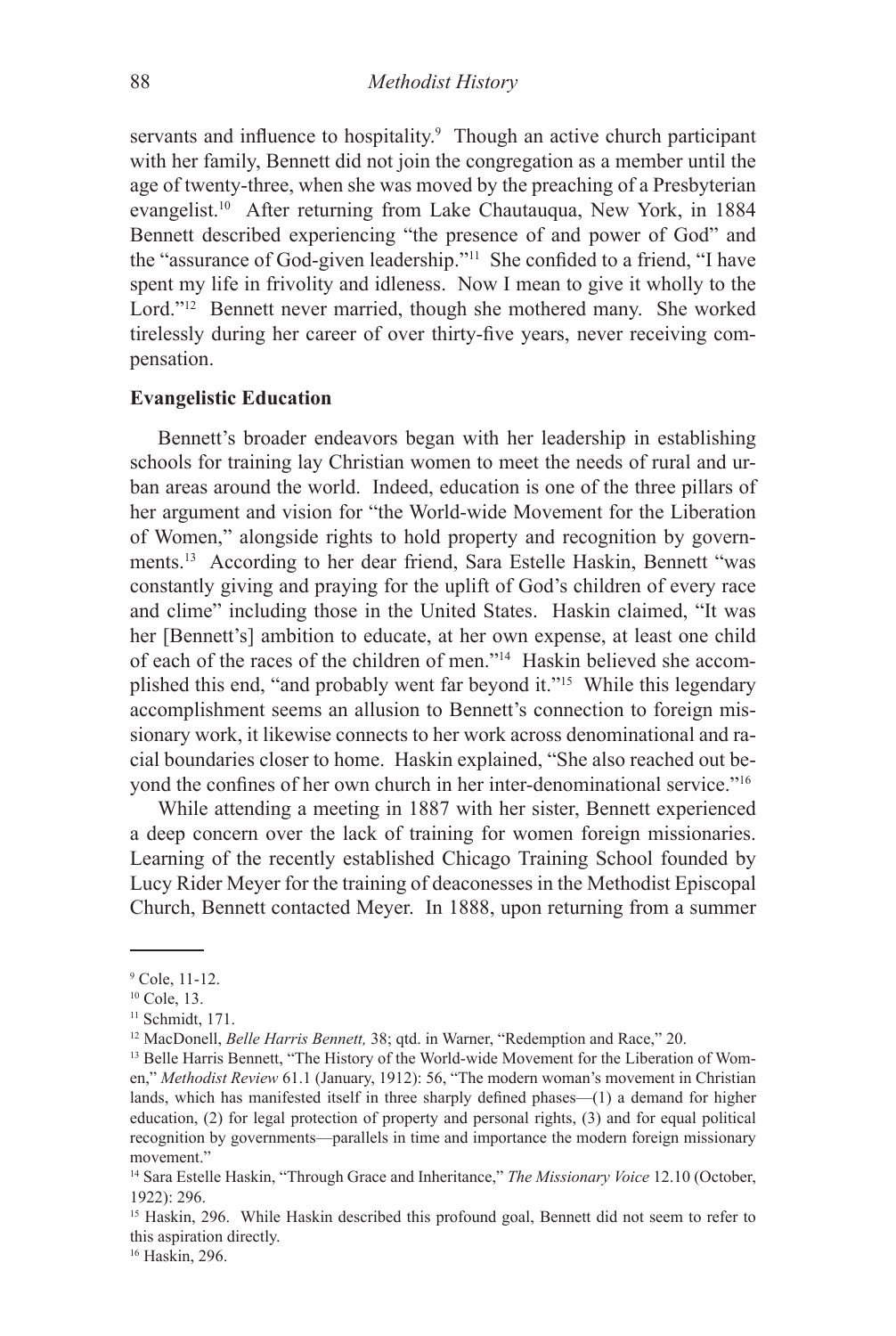servants and influence to hospitality.[9] Though an active church participant with her family, Bennett did not join the congregation as a member until the age of twenty-three, when she was moved by the preaching of a Presbyterian evangelist.[10] After returning from Lake Chautauqua, New York, in 1884 Bennett described experiencing "the presence of and power of God" and the "assurance of God-given leadership."[11] She confided to a friend, "I have spent my life in frivolity and idleness. Now I mean to give it wholly to the Lord."[12] Bennett never married, though she mothered many. She worked tirelessly during her career of over thirty-five years, never receiving compensation.

**Evangelistic Education**

Bennett's broader endeavors began with her leadership in establishing schools for training lay Christian women to meet the needs of rural and urban areas around the world. Indeed, education is one of the three pillars of her argument and vision for "the World-wide Movement for the Liberation of Women," alongside rights to hold property and recognition by governments.[13] According to her dear friend, Sara Estelle Haskin, Bennett "was constantly giving and praying for the uplift of God's children of every race and clime" including those in the United States. Haskin claimed, "It was her [Bennett's] ambition to educate, at her own expense, at least one child of each of the races of the children of men."[14] Haskin believed she accomplished this end, "and probably went far beyond it."[15] While this legendary accomplishment seems an allusion to Bennett's connection to foreign missionary work, it likewise connects to her work across denominational and racial boundaries closer to home. Haskin explained, "She also reached out beyond the confines of her own church in her inter-denominational service."[16]

While attending a meeting in 1887 with her sister, Bennett experienced a deep concern over the lack of training for women foreign missionaries. Learning of the recently established Chicago Training School founded by Lucy Rider Meyer for the training of deaconesses in the Methodist Episcopal Church, Bennett contacted Meyer. In 1888, upon returning from a summer

---

[9] Cole, 11-12.

[10] Cole, 13.

[11] Schmidt, 171.

[12] MacDonell, *Belle Harris Bennett,* 38; qtd. in Warner, "Redemption and Race," 20.

[13] Belle Harris Bennett, "The History of the World-wide Movement for the Liberation of Women," *Methodist Review* 61.1 (January, 1912): 56, "The modern woman's movement in Christian lands, which has manifested itself in three sharply defined phases—(1) a demand for higher education, (2) for legal protection of property and personal rights, (3) and for equal political recognition by governments—parallels in time and importance the modern foreign missionary movement."

[14] Sara Estelle Haskin, "Through Grace and Inheritance," *The Missionary Voice* 12.10 (October, 1922): 296.

[15] Haskin, 296. While Haskin described this profound goal, Bennett did not seem to refer to this aspiration directly.

[16] Haskin, 296.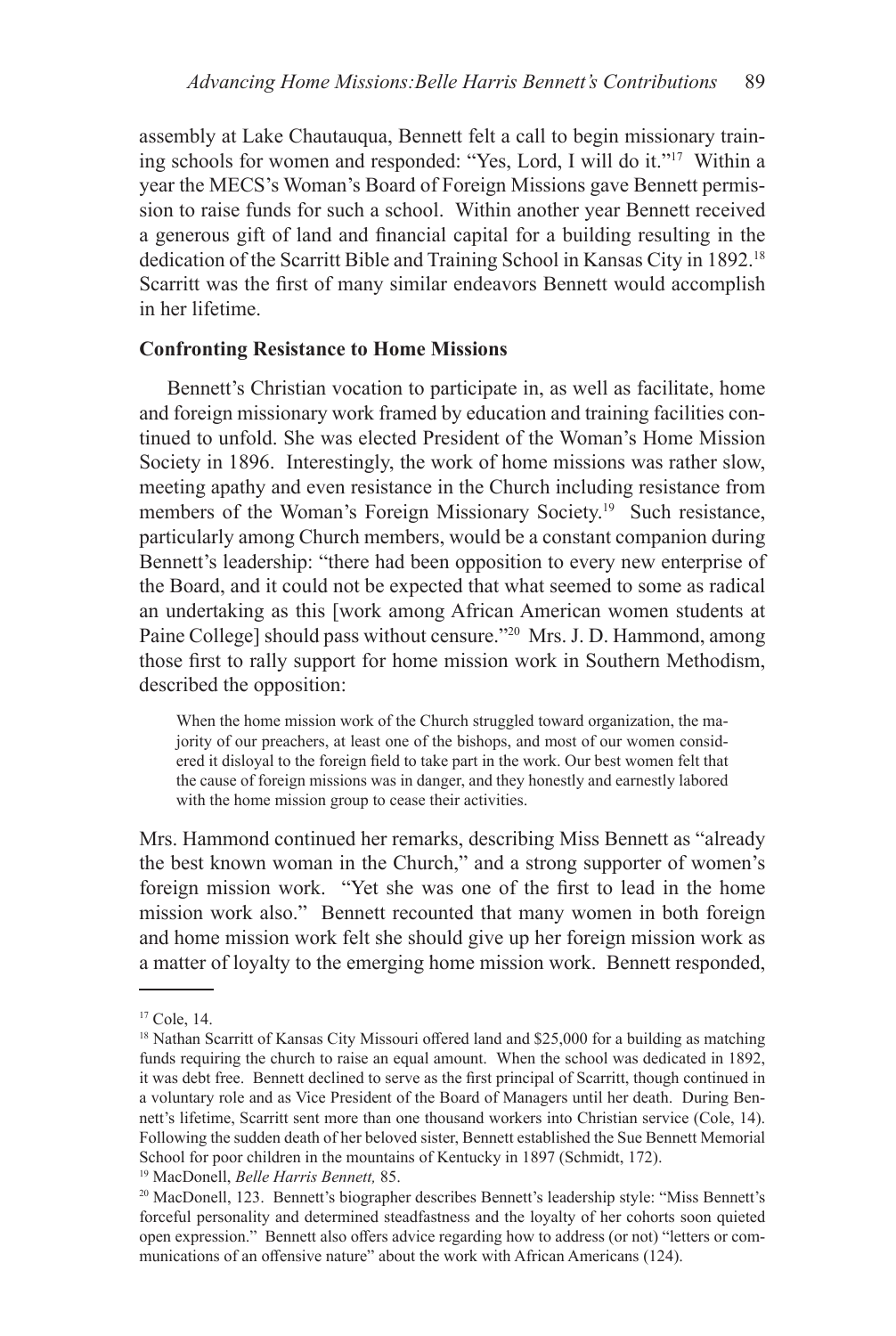assembly at Lake Chautauqua, Bennett felt a call to begin missionary training schools for women and responded: "Yes, Lord, I will do it."[17] Within a year the MECS's Woman's Board of Foreign Missions gave Bennett permission to raise funds for such a school. Within another year Bennett received a generous gift of land and financial capital for a building resulting in the dedication of the Scarritt Bible and Training School in Kansas City in 1892.[18] Scarritt was the first of many similar endeavors Bennett would accomplish in her lifetime.

**Confronting Resistance to Home Missions**

Bennett's Christian vocation to participate in, as well as facilitate, home and foreign missionary work framed by education and training facilities continued to unfold. She was elected President of the Woman's Home Mission Society in 1896. Interestingly, the work of home missions was rather slow, meeting apathy and even resistance in the Church including resistance from members of the Woman's Foreign Missionary Society.[19] Such resistance, particularly among Church members, would be a constant companion during Bennett's leadership: "there had been opposition to every new enterprise of the Board, and it could not be expected that what seemed to some as radical an undertaking as this [work among African American women students at Paine College] should pass without censure."[20] Mrs. J. D. Hammond, among those first to rally support for home mission work in Southern Methodism, described the opposition:

> When the home mission work of the Church struggled toward organization, the majority of our preachers, at least one of the bishops, and most of our women considered it disloyal to the foreign field to take part in the work. Our best women felt that the cause of foreign missions was in danger, and they honestly and earnestly labored with the home mission group to cease their activities.

Mrs. Hammond continued her remarks, describing Miss Bennett as "already the best known woman in the Church," and a strong supporter of women's foreign mission work. "Yet she was one of the first to lead in the home mission work also." Bennett recounted that many women in both foreign and home mission work felt she should give up her foreign mission work as a matter of loyalty to the emerging home mission work. Bennett responded,

---

[17] Cole, 14.

[18] Nathan Scarritt of Kansas City Missouri offered land and $25,000 for a building as matching funds requiring the church to raise an equal amount. When the school was dedicated in 1892, it was debt free. Bennett declined to serve as the first principal of Scarritt, though continued in a voluntary role and as Vice President of the Board of Managers until her death. During Bennett's lifetime, Scarritt sent more than one thousand workers into Christian service (Cole, 14). Following the sudden death of her beloved sister, Bennett established the Sue Bennett Memorial School for poor children in the mountains of Kentucky in 1897 (Schmidt, 172).

[19] MacDonell, *Belle Harris Bennett,* 85.

[20] MacDonell, 123. Bennett's biographer describes Bennett's leadership style: "Miss Bennett's forceful personality and determined steadfastness and the loyalty of her cohorts soon quieted open expression." Bennett also offers advice regarding how to address (or not) "letters or communications of an offensive nature" about the work with African Americans (124).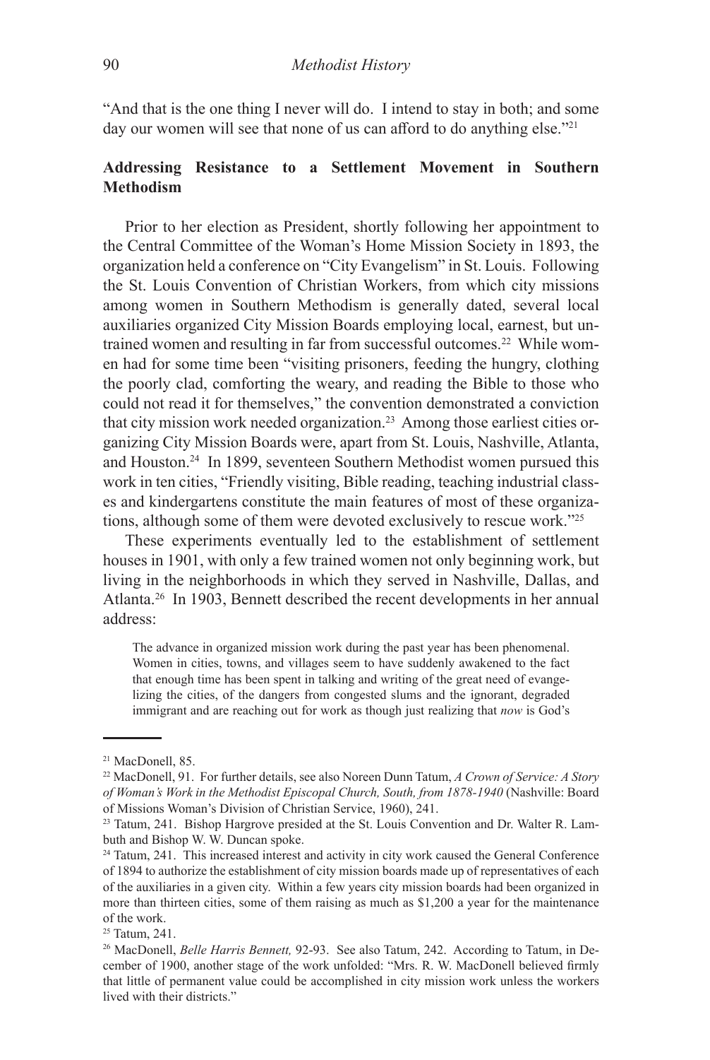"And that is the one thing I never will do. I intend to stay in both; and some day our women will see that none of us can afford to do anything else."[21]

### Addressing Resistance to a Settlement Movement in Southern Methodism

Prior to her election as President, shortly following her appointment to the Central Committee of the Woman's Home Mission Society in 1893, the organization held a conference on "City Evangelism" in St. Louis. Following the St. Louis Convention of Christian Workers, from which city missions among women in Southern Methodism is generally dated, several local auxiliaries organized City Mission Boards employing local, earnest, but untrained women and resulting in far from successful outcomes.[22] While women had for some time been "visiting prisoners, feeding the hungry, clothing the poorly clad, comforting the weary, and reading the Bible to those who could not read it for themselves," the convention demonstrated a conviction that city mission work needed organization.[23] Among those earliest cities organizing City Mission Boards were, apart from St. Louis, Nashville, Atlanta, and Houston.[24] In 1899, seventeen Southern Methodist women pursued this work in ten cities, "Friendly visiting, Bible reading, teaching industrial classes and kindergartens constitute the main features of most of these organizations, although some of them were devoted exclusively to rescue work."[25]

These experiments eventually led to the establishment of settlement houses in 1901, with only a few trained women not only beginning work, but living in the neighborhoods in which they served in Nashville, Dallas, and Atlanta.[26] In 1903, Bennett described the recent developments in her annual address:

> The advance in organized mission work during the past year has been phenomenal. Women in cities, towns, and villages seem to have suddenly awakened to the fact that enough time has been spent in talking and writing of the great need of evangelizing the cities, of the dangers from congested slums and the ignorant, degraded immigrant and are reaching out for work as though just realizing that *now* is God's

---

[21] MacDonell, 85.

[22] MacDonell, 91. For further details, see also Noreen Dunn Tatum, *A Crown of Service: A Story of Woman's Work in the Methodist Episcopal Church, South, from 1878-1940* (Nashville: Board of Missions Woman's Division of Christian Service, 1960), 241.

[23] Tatum, 241. Bishop Hargrove presided at the St. Louis Convention and Dr. Walter R. Lambuth and Bishop W. W. Duncan spoke.

[24] Tatum, 241. This increased interest and activity in city work caused the General Conference of 1894 to authorize the establishment of city mission boards made up of representatives of each of the auxiliaries in a given city. Within a few years city mission boards had been organized in more than thirteen cities, some of them raising as much as $1,200 a year for the maintenance of the work.

[25] Tatum, 241.

[26] MacDonell, *Belle Harris Bennett,* 92-93. See also Tatum, 242. According to Tatum, in December of 1900, another stage of the work unfolded: "Mrs. R. W. MacDonell believed firmly that little of permanent value could be accomplished in city mission work unless the workers lived with their districts."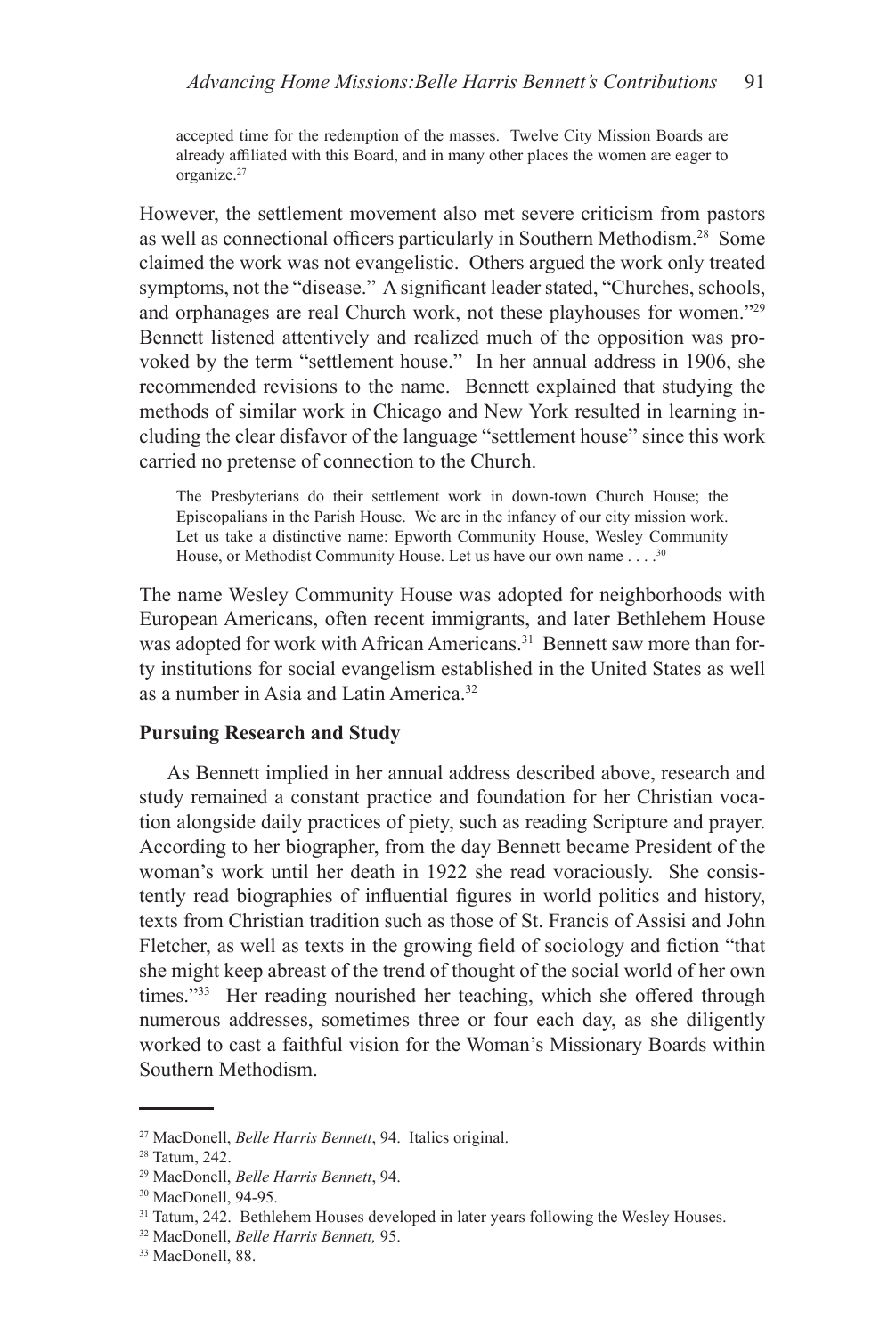> accepted time for the redemption of the masses. Twelve City Mission Boards are already affiliated with this Board, and in many other places the women are eager to organize.[27]

However, the settlement movement also met severe criticism from pastors as well as connectional officers particularly in Southern Methodism.[28] Some claimed the work was not evangelistic. Others argued the work only treated symptoms, not the "disease." A significant leader stated, "Churches, schools, and orphanages are real Church work, not these playhouses for women."[29] Bennett listened attentively and realized much of the opposition was provoked by the term "settlement house." In her annual address in 1906, she recommended revisions to the name. Bennett explained that studying the methods of similar work in Chicago and New York resulted in learning including the clear disfavor of the language "settlement house" since this work carried no pretense of connection to the Church.

> The Presbyterians do their settlement work in down-town Church House; the Episcopalians in the Parish House. We are in the infancy of our city mission work. Let us take a distinctive name: Epworth Community House, Wesley Community House, or Methodist Community House. Let us have our own name . . . .[30]

The name Wesley Community House was adopted for neighborhoods with European Americans, often recent immigrants, and later Bethlehem House was adopted for work with African Americans.[31] Bennett saw more than forty institutions for social evangelism established in the United States as well as a number in Asia and Latin America.[32]

**Pursuing Research and Study**

As Bennett implied in her annual address described above, research and study remained a constant practice and foundation for her Christian vocation alongside daily practices of piety, such as reading Scripture and prayer. According to her biographer, from the day Bennett became President of the woman's work until her death in 1922 she read voraciously. She consistently read biographies of influential figures in world politics and history, texts from Christian tradition such as those of St. Francis of Assisi and John Fletcher, as well as texts in the growing field of sociology and fiction "that she might keep abreast of the trend of thought of the social world of her own times."[33] Her reading nourished her teaching, which she offered through numerous addresses, sometimes three or four each day, as she diligently worked to cast a faithful vision for the Woman's Missionary Boards within Southern Methodism.

---

[27] MacDonell, *Belle Harris Bennett*, 94. Italics original.

[28] Tatum, 242.

[29] MacDonell, *Belle Harris Bennett*, 94.

[30] MacDonell, 94-95.

[31] Tatum, 242. Bethlehem Houses developed in later years following the Wesley Houses.

[32] MacDonell, *Belle Harris Bennett,* 95.

[33] MacDonell, 88.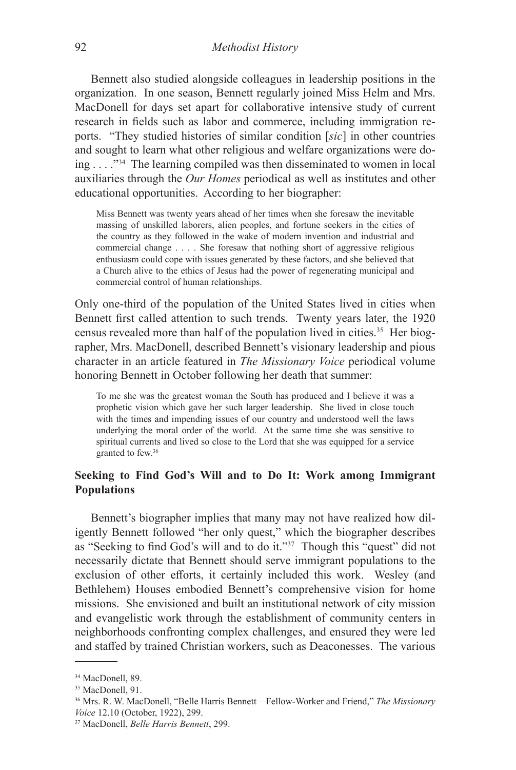Bennett also studied alongside colleagues in leadership positions in the organization. In one season, Bennett regularly joined Miss Helm and Mrs. MacDonell for days set apart for collaborative intensive study of current research in fields such as labor and commerce, including immigration reports. "They studied histories of similar condition [*sic*] in other countries and sought to learn what other religious and welfare organizations were doing . . . ."[34] The learning compiled was then disseminated to women in local auxiliaries through the *Our Homes* periodical as well as institutes and other educational opportunities. According to her biographer:

> Miss Bennett was twenty years ahead of her times when she foresaw the inevitable massing of unskilled laborers, alien peoples, and fortune seekers in the cities of the country as they followed in the wake of modern invention and industrial and commercial change . . . . She foresaw that nothing short of aggressive religious enthusiasm could cope with issues generated by these factors, and she believed that a Church alive to the ethics of Jesus had the power of regenerating municipal and commercial control of human relationships.

Only one-third of the population of the United States lived in cities when Bennett first called attention to such trends. Twenty years later, the 1920 census revealed more than half of the population lived in cities.[35] Her biographer, Mrs. MacDonell, described Bennett's visionary leadership and pious character in an article featured in *The Missionary Voice* periodical volume honoring Bennett in October following her death that summer:

> To me she was the greatest woman the South has produced and I believe it was a prophetic vision which gave her such larger leadership. She lived in close touch with the times and impending issues of our country and understood well the laws underlying the moral order of the world. At the same time she was sensitive to spiritual currents and lived so close to the Lord that she was equipped for a service granted to few.[36]

### Seeking to Find God's Will and to Do It: Work among Immigrant Populations

Bennett's biographer implies that many may not have realized how diligently Bennett followed "her only quest," which the biographer describes as "Seeking to find God's will and to do it."[37] Though this "quest" did not necessarily dictate that Bennett should serve immigrant populations to the exclusion of other efforts, it certainly included this work. Wesley (and Bethlehem) Houses embodied Bennett's comprehensive vision for home missions. She envisioned and built an institutional network of city mission and evangelistic work through the establishment of community centers in neighborhoods confronting complex challenges, and ensured they were led and staffed by trained Christian workers, such as Deaconesses. The various

---

[34] MacDonell, 89.

[35] MacDonell, 91.

[36] Mrs. R. W. MacDonell, "Belle Harris Bennett—Fellow-Worker and Friend," *The Missionary Voice* 12.10 (October, 1922), 299.

[37] MacDonell, *Belle Harris Bennett*, 299.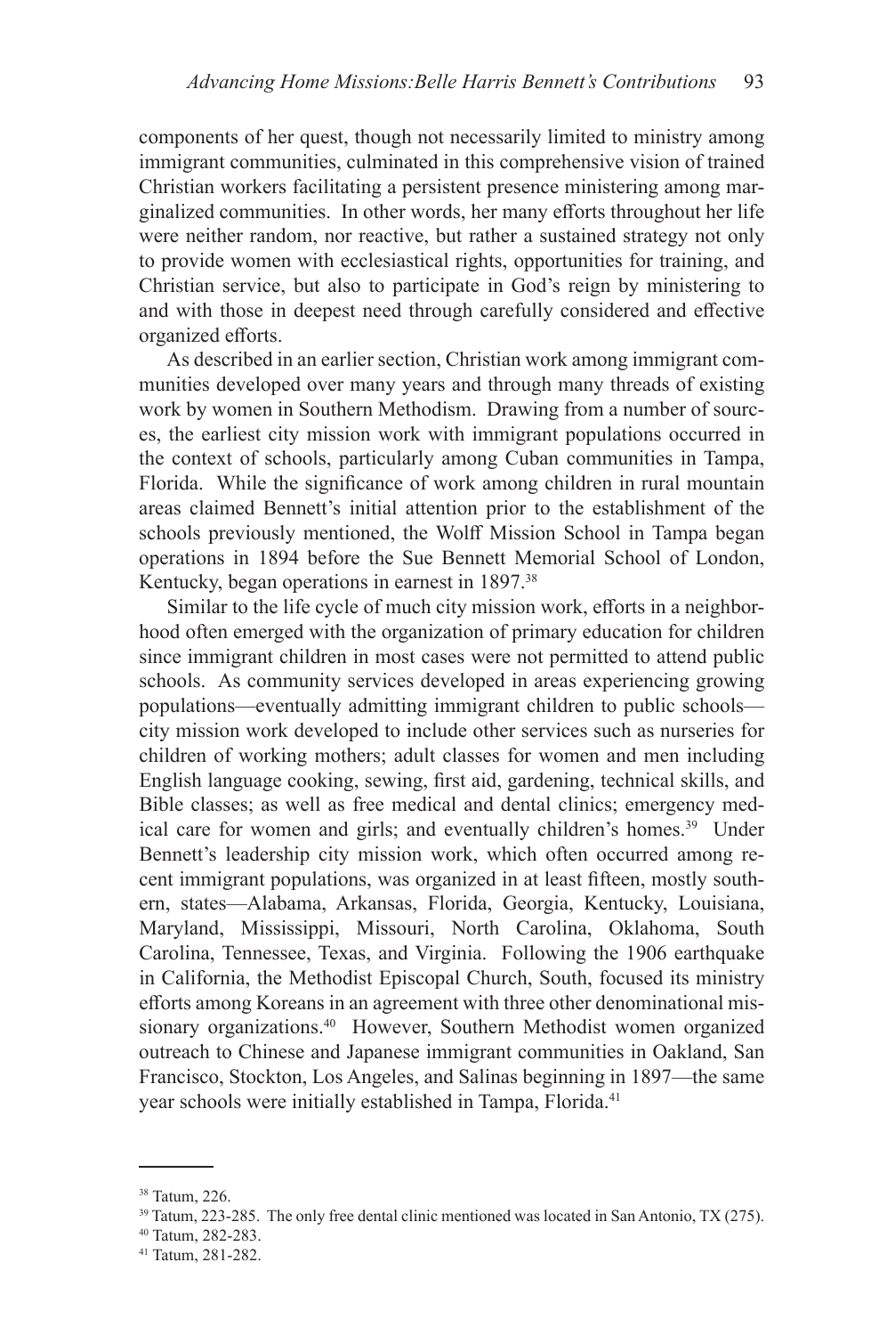components of her quest, though not necessarily limited to ministry among immigrant communities, culminated in this comprehensive vision of trained Christian workers facilitating a persistent presence ministering among marginalized communities. In other words, her many efforts throughout her life were neither random, nor reactive, but rather a sustained strategy not only to provide women with ecclesiastical rights, opportunities for training, and Christian service, but also to participate in God's reign by ministering to and with those in deepest need through carefully considered and effective organized efforts.

As described in an earlier section, Christian work among immigrant communities developed over many years and through many threads of existing work by women in Southern Methodism. Drawing from a number of sources, the earliest city mission work with immigrant populations occurred in the context of schools, particularly among Cuban communities in Tampa, Florida. While the significance of work among children in rural mountain areas claimed Bennett's initial attention prior to the establishment of the schools previously mentioned, the Wolff Mission School in Tampa began operations in 1894 before the Sue Bennett Memorial School of London, Kentucky, began operations in earnest in 1897.[38]

Similar to the life cycle of much city mission work, efforts in a neighborhood often emerged with the organization of primary education for children since immigrant children in most cases were not permitted to attend public schools. As community services developed in areas experiencing growing populations—eventually admitting immigrant children to public schools—city mission work developed to include other services such as nurseries for children of working mothers; adult classes for women and men including English language cooking, sewing, first aid, gardening, technical skills, and Bible classes; as well as free medical and dental clinics; emergency medical care for women and girls; and eventually children's homes.[39] Under Bennett's leadership city mission work, which often occurred among recent immigrant populations, was organized in at least fifteen, mostly southern, states—Alabama, Arkansas, Florida, Georgia, Kentucky, Louisiana, Maryland, Mississippi, Missouri, North Carolina, Oklahoma, South Carolina, Tennessee, Texas, and Virginia. Following the 1906 earthquake in California, the Methodist Episcopal Church, South, focused its ministry efforts among Koreans in an agreement with three other denominational missionary organizations.[40] However, Southern Methodist women organized outreach to Chinese and Japanese immigrant communities in Oakland, San Francisco, Stockton, Los Angeles, and Salinas beginning in 1897—the same year schools were initially established in Tampa, Florida.[41]

---

[38] Tatum, 226.

[39] Tatum, 223-285. The only free dental clinic mentioned was located in San Antonio, TX (275).

[40] Tatum, 282-283.

[41] Tatum, 281-282.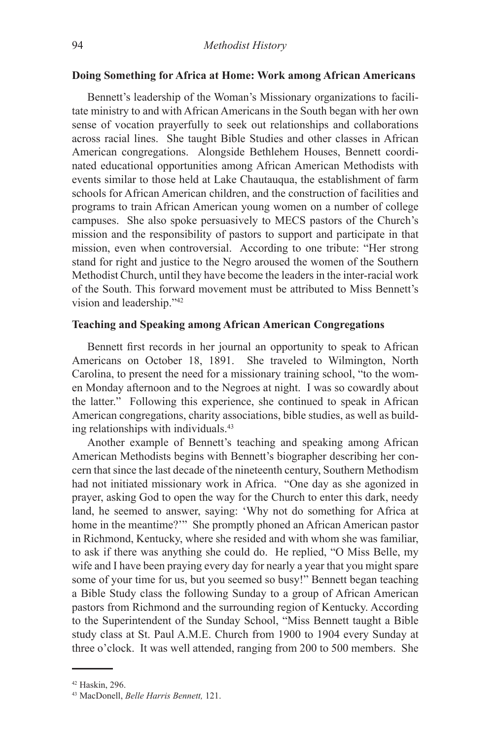### Doing Something for Africa at Home: Work among African Americans

Bennett's leadership of the Woman's Missionary organizations to facilitate ministry to and with African Americans in the South began with her own sense of vocation prayerfully to seek out relationships and collaborations across racial lines. She taught Bible Studies and other classes in African American congregations. Alongside Bethlehem Houses, Bennett coordinated educational opportunities among African American Methodists with events similar to those held at Lake Chautauqua, the establishment of farm schools for African American children, and the construction of facilities and programs to train African American young women on a number of college campuses. She also spoke persuasively to MECS pastors of the Church's mission and the responsibility of pastors to support and participate in that mission, even when controversial. According to one tribute: "Her strong stand for right and justice to the Negro aroused the women of the Southern Methodist Church, until they have become the leaders in the inter-racial work of the South. This forward movement must be attributed to Miss Bennett's vision and leadership."[42]

### Teaching and Speaking among African American Congregations

Bennett first records in her journal an opportunity to speak to African Americans on October 18, 1891. She traveled to Wilmington, North Carolina, to present the need for a missionary training school, "to the women Monday afternoon and to the Negroes at night. I was so cowardly about the latter." Following this experience, she continued to speak in African American congregations, charity associations, bible studies, as well as building relationships with individuals.[43]

Another example of Bennett's teaching and speaking among African American Methodists begins with Bennett's biographer describing her concern that since the last decade of the nineteenth century, Southern Methodism had not initiated missionary work in Africa. "One day as she agonized in prayer, asking God to open the way for the Church to enter this dark, needy land, he seemed to answer, saying: 'Why not do something for Africa at home in the meantime?'" She promptly phoned an African American pastor in Richmond, Kentucky, where she resided and with whom she was familiar, to ask if there was anything she could do. He replied, "O Miss Belle, my wife and I have been praying every day for nearly a year that you might spare some of your time for us, but you seemed so busy!" Bennett began teaching a Bible Study class the following Sunday to a group of African American pastors from Richmond and the surrounding region of Kentucky. According to the Superintendent of the Sunday School, "Miss Bennett taught a Bible study class at St. Paul A.M.E. Church from 1900 to 1904 every Sunday at three o'clock. It was well attended, ranging from 200 to 500 members. She

---

[42] Haskin, 296.

[43] MacDonell, *Belle Harris Bennett,* 121.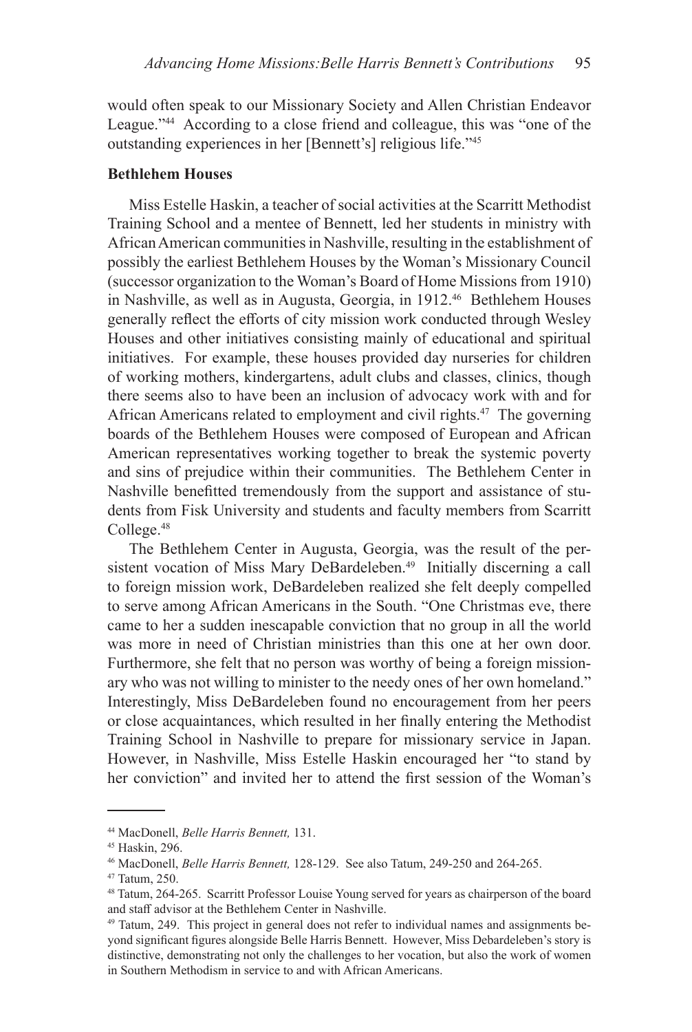would often speak to our Missionary Society and Allen Christian Endeavor League."[44] According to a close friend and colleague, this was "one of the outstanding experiences in her [Bennett's] religious life."[45]

**Bethlehem Houses**

Miss Estelle Haskin, a teacher of social activities at the Scarritt Methodist Training School and a mentee of Bennett, led her students in ministry with African American communities in Nashville, resulting in the establishment of possibly the earliest Bethlehem Houses by the Woman's Missionary Council (successor organization to the Woman's Board of Home Missions from 1910) in Nashville, as well as in Augusta, Georgia, in 1912.[46] Bethlehem Houses generally reflect the efforts of city mission work conducted through Wesley Houses and other initiatives consisting mainly of educational and spiritual initiatives. For example, these houses provided day nurseries for children of working mothers, kindergartens, adult clubs and classes, clinics, though there seems also to have been an inclusion of advocacy work with and for African Americans related to employment and civil rights.[47] The governing boards of the Bethlehem Houses were composed of European and African American representatives working together to break the systemic poverty and sins of prejudice within their communities. The Bethlehem Center in Nashville benefitted tremendously from the support and assistance of students from Fisk University and students and faculty members from Scarritt College.[48]

The Bethlehem Center in Augusta, Georgia, was the result of the persistent vocation of Miss Mary DeBardeleben.[49] Initially discerning a call to foreign mission work, DeBardeleben realized she felt deeply compelled to serve among African Americans in the South. "One Christmas eve, there came to her a sudden inescapable conviction that no group in all the world was more in need of Christian ministries than this one at her own door. Furthermore, she felt that no person was worthy of being a foreign missionary who was not willing to minister to the needy ones of her own homeland." Interestingly, Miss DeBardeleben found no encouragement from her peers or close acquaintances, which resulted in her finally entering the Methodist Training School in Nashville to prepare for missionary service in Japan. However, in Nashville, Miss Estelle Haskin encouraged her "to stand by her conviction" and invited her to attend the first session of the Woman's

---

[44] MacDonell, *Belle Harris Bennett,* 131.

[45] Haskin, 296.

[46] MacDonell, *Belle Harris Bennett,* 128-129. See also Tatum, 249-250 and 264-265.

[47] Tatum, 250.

[48] Tatum, 264-265. Scarritt Professor Louise Young served for years as chairperson of the board and staff advisor at the Bethlehem Center in Nashville.

[49] Tatum, 249. This project in general does not refer to individual names and assignments beyond significant figures alongside Belle Harris Bennett. However, Miss Debardeleben's story is distinctive, demonstrating not only the challenges to her vocation, but also the work of women in Southern Methodism in service to and with African Americans.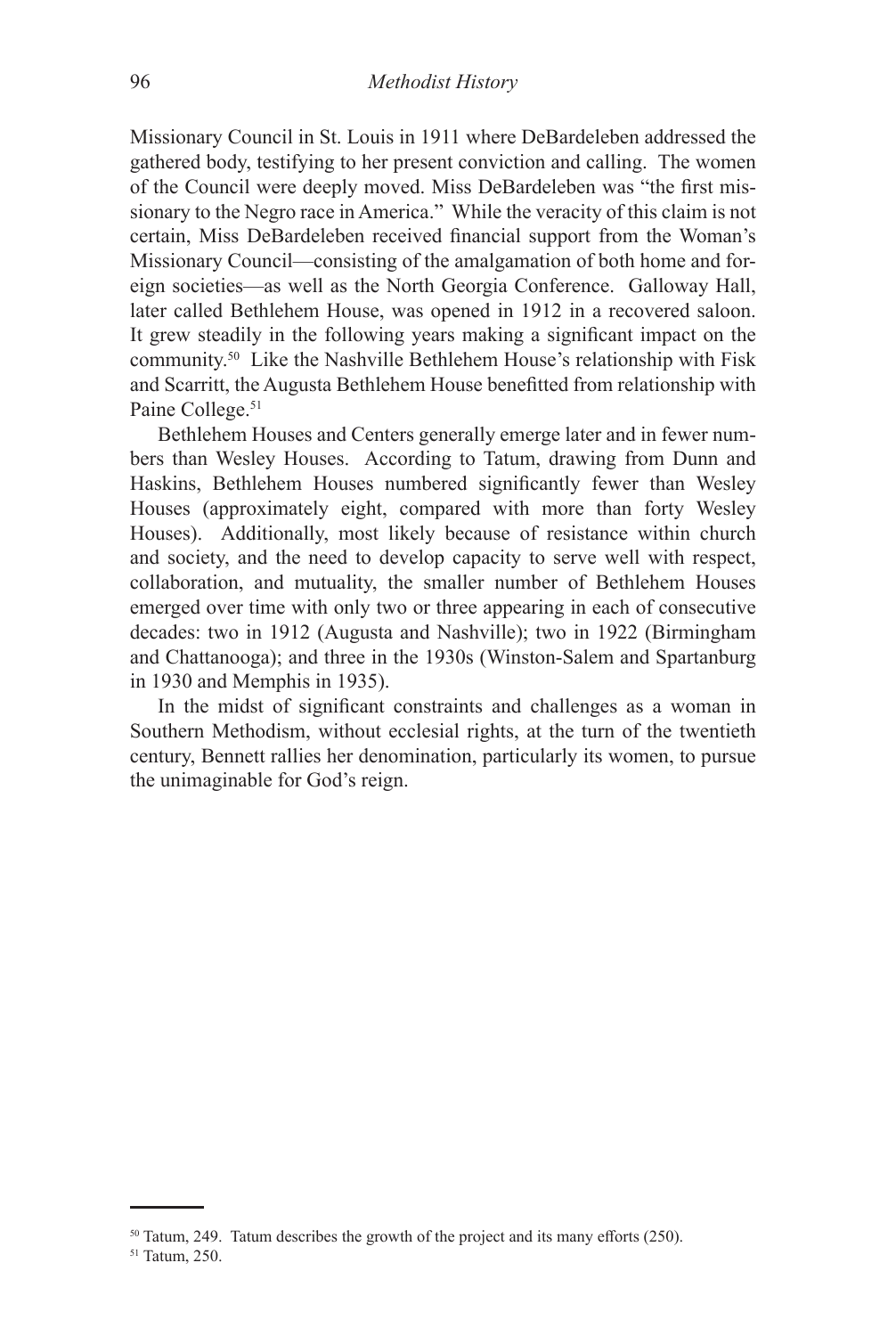Missionary Council in St. Louis in 1911 where DeBardeleben addressed the gathered body, testifying to her present conviction and calling. The women of the Council were deeply moved. Miss DeBardeleben was "the first missionary to the Negro race in America." While the veracity of this claim is not certain, Miss DeBardeleben received financial support from the Woman's Missionary Council—consisting of the amalgamation of both home and foreign societies—as well as the North Georgia Conference. Galloway Hall, later called Bethlehem House, was opened in 1912 in a recovered saloon. It grew steadily in the following years making a significant impact on the community.[50] Like the Nashville Bethlehem House's relationship with Fisk and Scarritt, the Augusta Bethlehem House benefitted from relationship with Paine College.[51]

Bethlehem Houses and Centers generally emerge later and in fewer numbers than Wesley Houses. According to Tatum, drawing from Dunn and Haskins, Bethlehem Houses numbered significantly fewer than Wesley Houses (approximately eight, compared with more than forty Wesley Houses). Additionally, most likely because of resistance within church and society, and the need to develop capacity to serve well with respect, collaboration, and mutuality, the smaller number of Bethlehem Houses emerged over time with only two or three appearing in each of consecutive decades: two in 1912 (Augusta and Nashville); two in 1922 (Birmingham and Chattanooga); and three in the 1930s (Winston-Salem and Spartanburg in 1930 and Memphis in 1935).

In the midst of significant constraints and challenges as a woman in Southern Methodism, without ecclesial rights, at the turn of the twentieth century, Bennett rallies her denomination, particularly its women, to pursue the unimaginable for God's reign.

---

[50] Tatum, 249. Tatum describes the growth of the project and its many efforts (250).

[51] Tatum, 250.